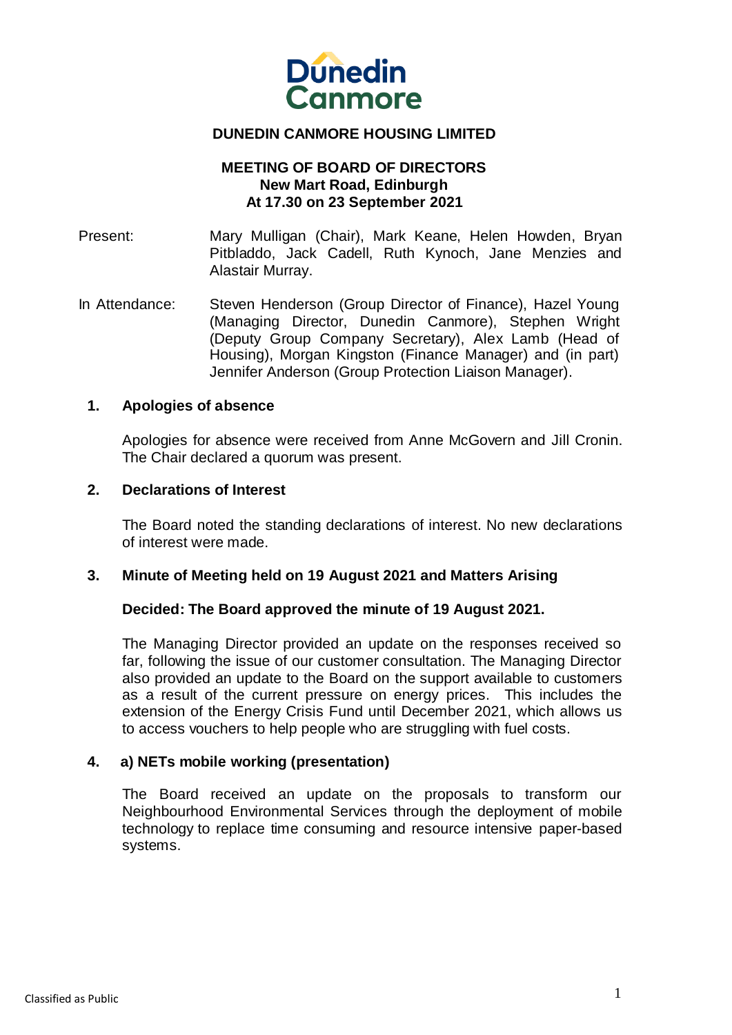# DUNEDIN CANMORE HOUSING LIMITED

## MEETING OF BOARD OF DIRECTORS
**New Mart Road, Edinburgh**
**At 17.30 on 23 September 2021**

Present: Mary Mulligan (Chair), Mark Keane, Helen Howden, Bryan Pitbladdo, Jack Cadell, Ruth Kynoch, Jane Menzies and Alastair Murray.

In Attendance: Steven Henderson (Group Director of Finance), Hazel Young (Managing Director, Dunedin Canmore), Stephen Wright (Deputy Group Company Secretary), Alex Lamb (Head of Housing), Morgan Kingston (Finance Manager) and (in part) Jennifer Anderson (Group Protection Liaison Manager).

### 1. Apologies of absence

Apologies for absence were received from Anne McGovern and Jill Cronin. The Chair declared a quorum was present.

### 2. Declarations of Interest

The Board noted the standing declarations of interest. No new declarations of interest were made.

### 3. Minute of Meeting held on 19 August 2021 and Matters Arising

**Decided: The Board approved the minute of 19 August 2021.**

The Managing Director provided an update on the responses received so far, following the issue of our customer consultation. The Managing Director also provided an update to the Board on the support available to customers as a result of the current pressure on energy prices. This includes the extension of the Energy Crisis Fund until December 2021, which allows us to access vouchers to help people who are struggling with fuel costs.

### 4. a) NETs mobile working (presentation)

The Board received an update on the proposals to transform our Neighbourhood Environmental Services through the deployment of mobile technology to replace time consuming and resource intensive paper-based systems.

Classified as Public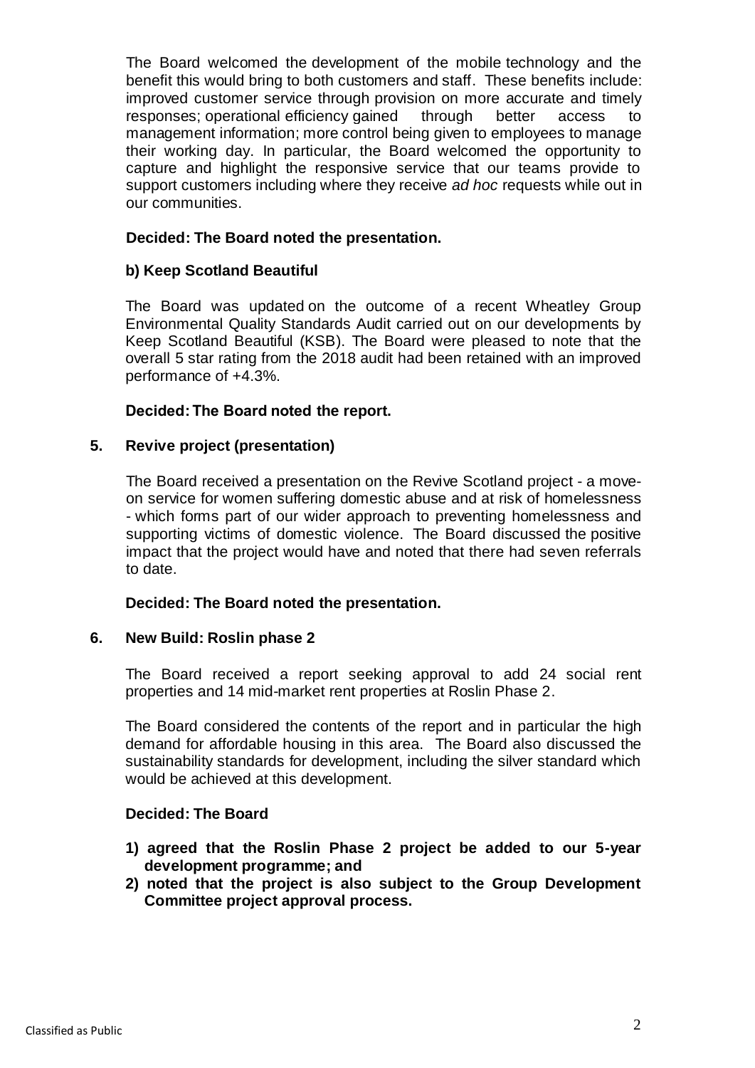The Board welcomed the development of the mobile technology and the benefit this would bring to both customers and staff. These benefits include: improved customer service through provision on more accurate and timely responses; operational efficiency gained through better access to management information; more control being given to employees to manage their working day. In particular, the Board welcomed the opportunity to capture and highlight the responsive service that our teams provide to support customers including where they receive *ad hoc* requests while out in our communities.

**Decided: The Board noted the presentation.**

**b) Keep Scotland Beautiful**

The Board was updated on the outcome of a recent Wheatley Group Environmental Quality Standards Audit carried out on our developments by Keep Scotland Beautiful (KSB). The Board were pleased to note that the overall 5 star rating from the 2018 audit had been retained with an improved performance of +4.3%.

**Decided: The Board noted the report.**

## 5. Revive project (presentation)

The Board received a presentation on the Revive Scotland project - a move-on service for women suffering domestic abuse and at risk of homelessness - which forms part of our wider approach to preventing homelessness and supporting victims of domestic violence. The Board discussed the positive impact that the project would have and noted that there had seven referrals to date.

**Decided: The Board noted the presentation.**

## 6. New Build: Roslin phase 2

The Board received a report seeking approval to add 24 social rent properties and 14 mid-market rent properties at Roslin Phase 2.

The Board considered the contents of the report and in particular the high demand for affordable housing in this area. The Board also discussed the sustainability standards for development, including the silver standard which would be achieved at this development.

**Decided: The Board**

1) **agreed that the Roslin Phase 2 project be added to our 5-year development programme; and**
2) **noted that the project is also subject to the Group Development Committee project approval process.**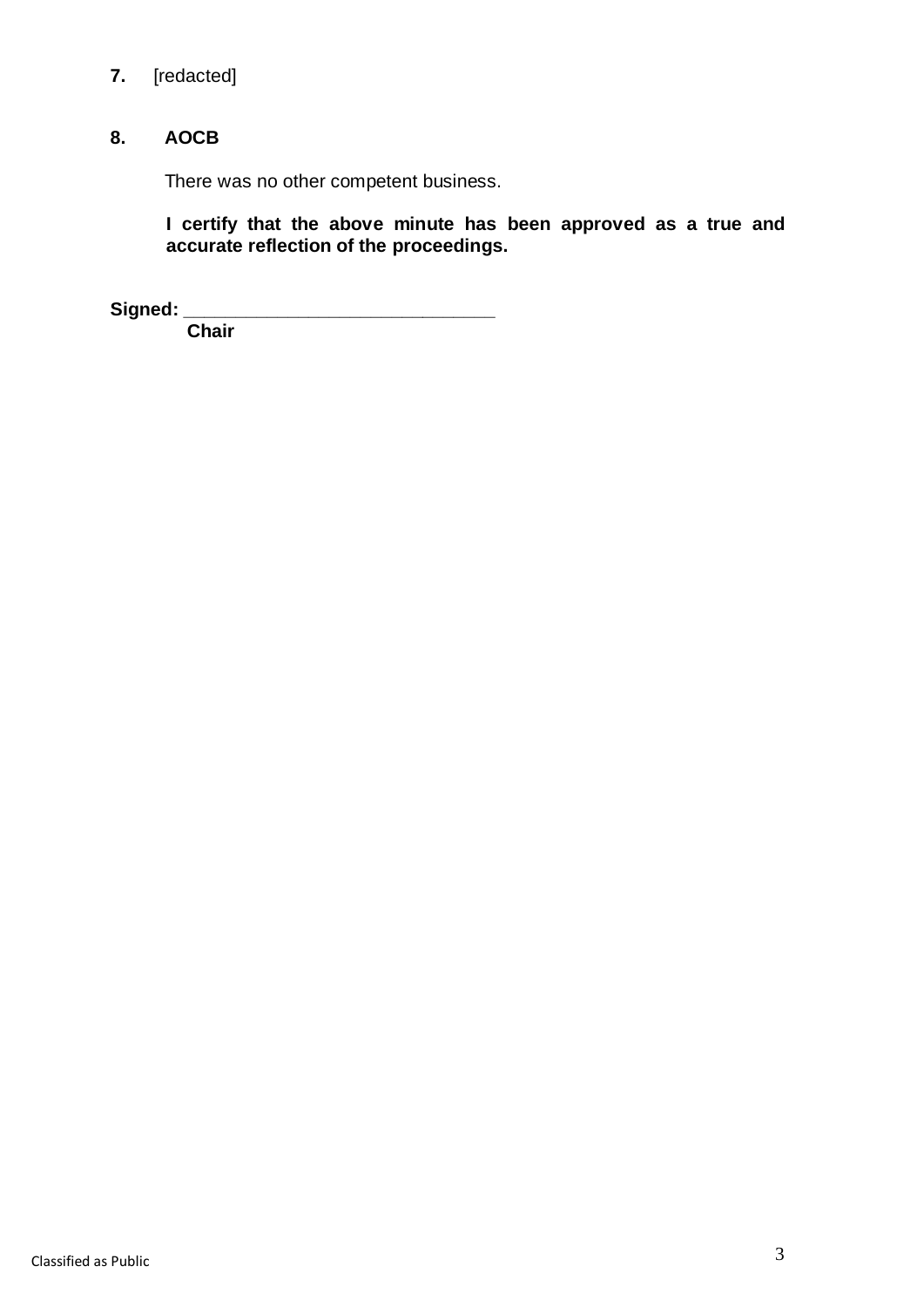**7.** [redacted]

**8. AOCB**

There was no other competent business.

**I certify that the above minute has been approved as a true and accurate reflection of the proceedings.**

**Signed: _______________________________**
**Chair**

Classified as Public